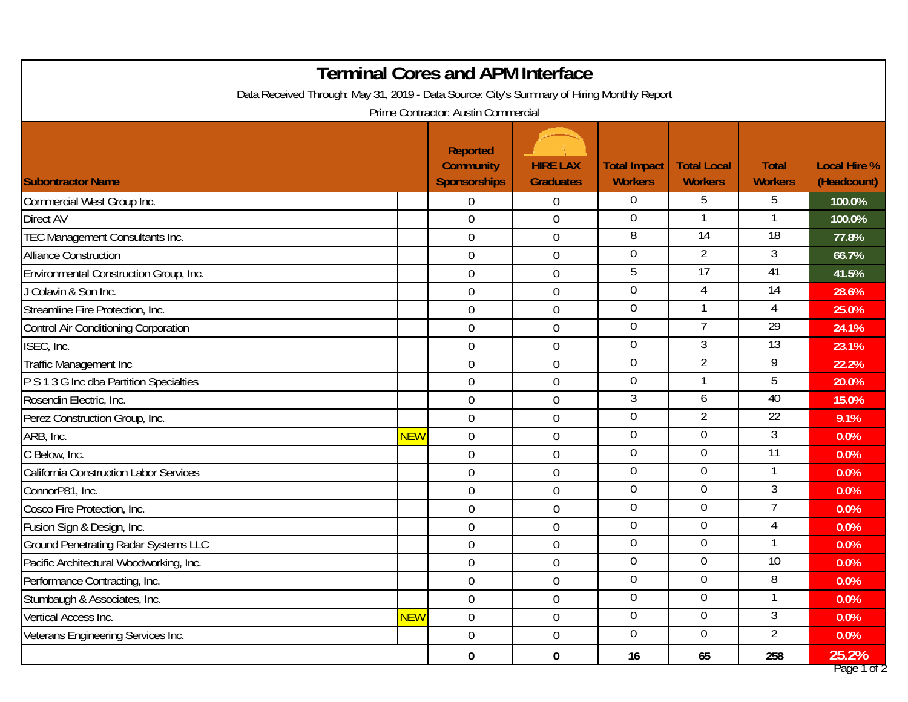# Terminal Cores and APM Interface

Data Received Through: May 31, 2019 - Data Source: City's Summary of Hiring Monthly Report

Prime Contractor: Austin Commercial

| Subontractor Name | | Reported Community Sponsorships | HIRE LAX Graduates | Total Impact Workers | Total Local Workers | Total Workers | Local Hire % (Headcount) |
|---|---|---|---|---|---|---|---|
| Commercial West Group Inc. | | 0 | 0 | 0 | 5 | 5 | 100.0% |
| Direct AV | | 0 | 0 | 0 | 1 | 1 | 100.0% |
| TEC Management Consultants Inc. | | 0 | 0 | 8 | 14 | 18 | 77.8% |
| Alliance Construction | | 0 | 0 | 0 | 2 | 3 | 66.7% |
| Environmental Construction Group, Inc. | | 0 | 0 | 5 | 17 | 41 | 41.5% |
| J Colavin & Son Inc. | | 0 | 0 | 0 | 4 | 14 | 28.6% |
| Streamline Fire Protection, Inc. | | 0 | 0 | 0 | 1 | 4 | 25.0% |
| Control Air Conditioning Corporation | | 0 | 0 | 0 | 7 | 29 | 24.1% |
| ISEC, Inc. | | 0 | 0 | 0 | 3 | 13 | 23.1% |
| Traffic Management Inc | | 0 | 0 | 0 | 2 | 9 | 22.2% |
| P S 1 3 G Inc dba Partition Specialties | | 0 | 0 | 0 | 1 | 5 | 20.0% |
| Rosendin Electric, Inc. | | 0 | 0 | 3 | 6 | 40 | 15.0% |
| Perez Construction Group, Inc. | | 0 | 0 | 0 | 2 | 22 | 9.1% |
| ARB, Inc. | NEW | 0 | 0 | 0 | 0 | 3 | 0.0% |
| C Below, Inc. | | 0 | 0 | 0 | 0 | 11 | 0.0% |
| California Construction Labor Services | | 0 | 0 | 0 | 0 | 1 | 0.0% |
| ConnorP81, Inc. | | 0 | 0 | 0 | 0 | 3 | 0.0% |
| Cosco Fire Protection, Inc. | | 0 | 0 | 0 | 0 | 7 | 0.0% |
| Fusion Sign & Design, Inc. | | 0 | 0 | 0 | 0 | 4 | 0.0% |
| Ground Penetrating Radar Systems LLC | | 0 | 0 | 0 | 0 | 1 | 0.0% |
| Pacific Architectural Woodworking, Inc. | | 0 | 0 | 0 | 0 | 10 | 0.0% |
| Performance Contracting, Inc. | | 0 | 0 | 0 | 0 | 8 | 0.0% |
| Stumbaugh & Associates, Inc. | | 0 | 0 | 0 | 0 | 1 | 0.0% |
| Vertical Access Inc. | NEW | 0 | 0 | 0 | 0 | 3 | 0.0% |
| Veterans Engineering Services Inc. | | 0 | 0 | 0 | 0 | 2 | 0.0% |
| | | **0** | **0** | **16** | **65** | **258** | **25.2%** |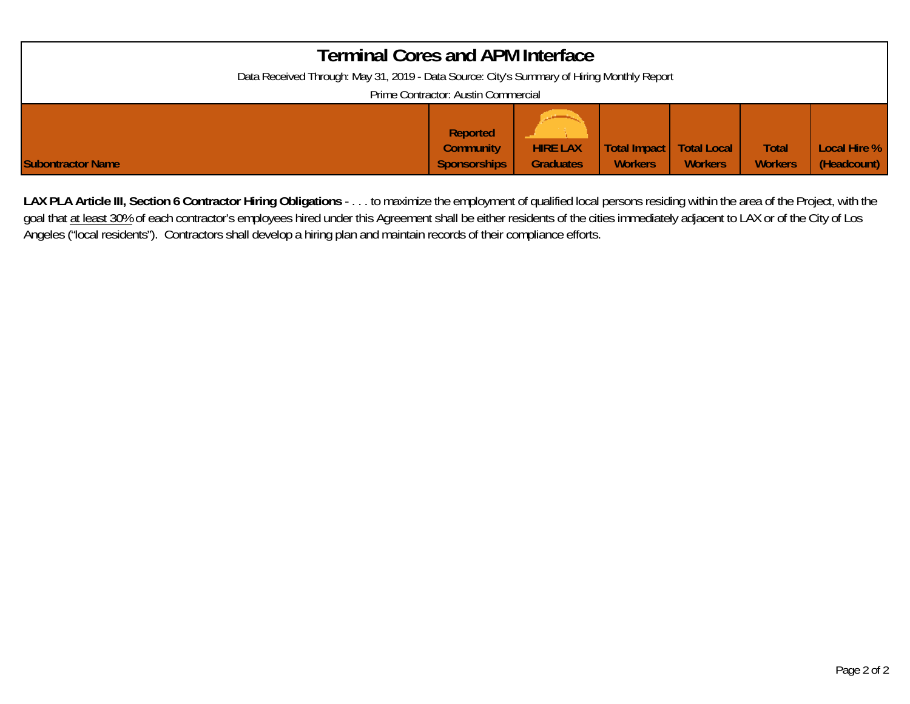# Terminal Cores and APM Interface

Data Received Through: May 31, 2019 - Data Source: City's Summary of Hiring Monthly Report

Prime Contractor: Austin Commercial

| Subontractor Name | Reported Community Sponsorships | HIRE LAX Graduates | Total Impact Workers | Total Local Workers | Total Workers | Local Hire % (Headcount) |
|---|---|---|---|---|---|---|

**LAX PLA Article III, Section 6 Contractor Hiring Obligations** - . . . to maximize the employment of qualified local persons residing within the area of the Project, with the goal that at least 30% of each contractor's employees hired under this Agreement shall be either residents of the cities immediately adjacent to LAX or of the City of Los Angeles ("local residents"). Contractors shall develop a hiring plan and maintain records of their compliance efforts.